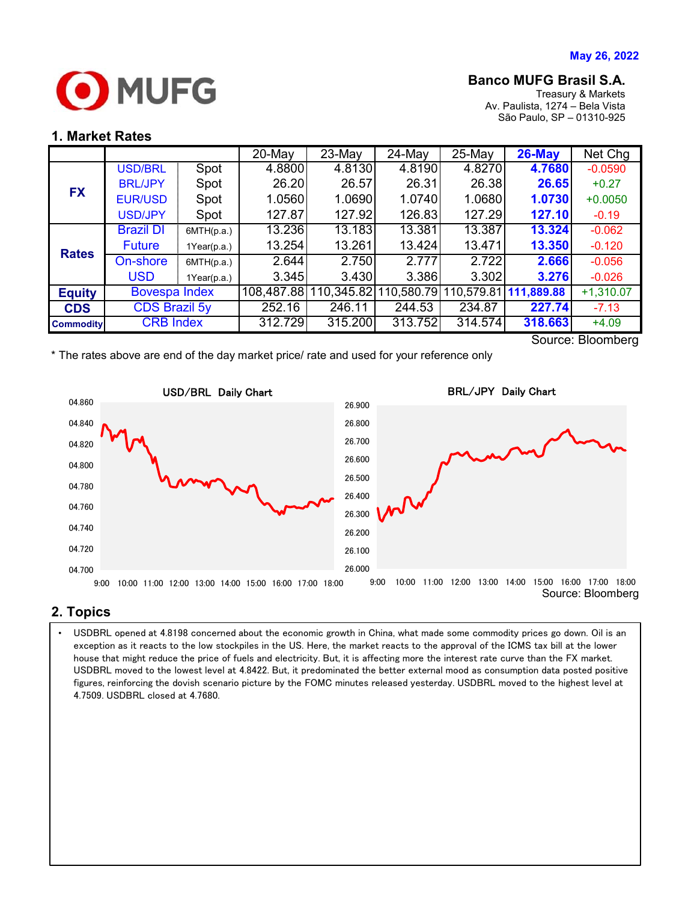May 26, 2022

**Banco MUFG Brasil S.A.**
Treasury & Markets
Av. Paulista, 1274 – Bela Vista
São Paulo, SP – 01310-925

## 1. Market Rates

| | | | 20-May | 23-May | 24-May | 25-May | 26-May | Net Chg |
|---|---|---|---|---|---|---|---|---|
| FX | USD/BRL | Spot | 4.8800 | 4.8130 | 4.8190 | 4.8270 | 4.7680 | -0.0590 |
| | BRL/JPY | Spot | 26.20 | 26.57 | 26.31 | 26.38 | 26.65 | +0.27 |
| | EUR/USD | Spot | 1.0560 | 1.0690 | 1.0740 | 1.0680 | 1.0730 | +0.0050 |
| | USD/JPY | Spot | 127.87 | 127.92 | 126.83 | 127.29 | 127.10 | -0.19 |
| Rates | Brazil DI Future | 6MTH(p.a.) | 13.236 | 13.183 | 13.381 | 13.387 | 13.324 | -0.062 |
| | | 1Year(p.a.) | 13.254 | 13.261 | 13.424 | 13.471 | 13.350 | -0.120 |
| | On-shore USD | 6MTH(p.a.) | 2.644 | 2.750 | 2.777 | 2.722 | 2.666 | -0.056 |
| | | 1Year(p.a.) | 3.345 | 3.430 | 3.386 | 3.302 | 3.276 | -0.026 |
| Equity | Bovespa Index | | 108,487.88 | 110,345.82 | 110,580.79 | 110,579.81 | 111,889.88 | +1,310.07 |
| CDS | CDS Brazil 5y | | 252.16 | 246.11 | 244.53 | 234.87 | 227.74 | -7.13 |
| Commodity | CRB Index | | 312.729 | 315.200 | 313.752 | 314.574 | 318.663 | +4.09 |

Source: Bloomberg

* The rates above are end of the day market price/ rate and used for your reference only

USD/BRL Daily Chart

BRL/JPY Daily Chart

Source: Bloomberg

## 2. Topics

- USDBRL opened at 4.8198 concerned about the economic growth in China, what made some commodity prices go down. Oil is an exception as it reacts to the low stockpiles in the US. Here, the market reacts to the approval of the ICMS tax bill at the lower house that might reduce the price of fuels and electricity. But, it is affecting more the interest rate curve than the FX market. USDBRL moved to the lowest level at 4.8422. But, it predominated the better external mood as consumption data posted positive figures, reinforcing the dovish scenario picture by the FOMC minutes released yesterday. USDBRL moved to the highest level at 4.7509. USDBRL closed at 4.7680.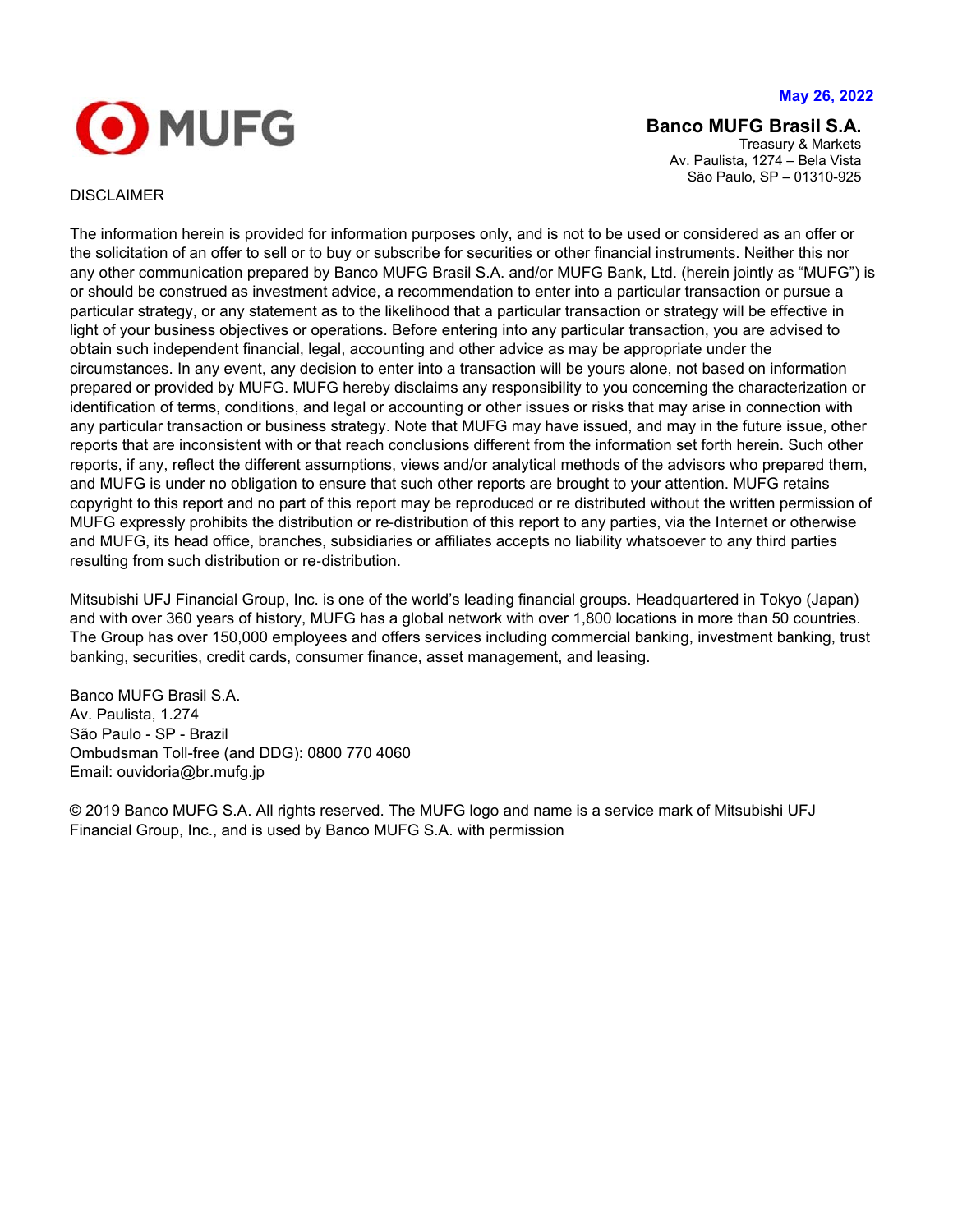**May 26, 2022**

**Banco MUFG Brasil S.A.**
Treasury & Markets
Av. Paulista, 1274 – Bela Vista
São Paulo, SP – 01310-925

DISCLAIMER

The information herein is provided for information purposes only, and is not to be used or considered as an offer or the solicitation of an offer to sell or to buy or subscribe for securities or other financial instruments. Neither this nor any other communication prepared by Banco MUFG Brasil S.A. and/or MUFG Bank, Ltd. (herein jointly as "MUFG") is or should be construed as investment advice, a recommendation to enter into a particular transaction or pursue a particular strategy, or any statement as to the likelihood that a particular transaction or strategy will be effective in light of your business objectives or operations. Before entering into any particular transaction, you are advised to obtain such independent financial, legal, accounting and other advice as may be appropriate under the circumstances. In any event, any decision to enter into a transaction will be yours alone, not based on information prepared or provided by MUFG. MUFG hereby disclaims any responsibility to you concerning the characterization or identification of terms, conditions, and legal or accounting or other issues or risks that may arise in connection with any particular transaction or business strategy. Note that MUFG may have issued, and may in the future issue, other reports that are inconsistent with or that reach conclusions different from the information set forth herein. Such other reports, if any, reflect the different assumptions, views and/or analytical methods of the advisors who prepared them, and MUFG is under no obligation to ensure that such other reports are brought to your attention. MUFG retains copyright to this report and no part of this report may be reproduced or re distributed without the written permission of MUFG expressly prohibits the distribution or re-distribution of this report to any parties, via the Internet or otherwise and MUFG, its head office, branches, subsidiaries or affiliates accepts no liability whatsoever to any third parties resulting from such distribution or re-distribution.

Mitsubishi UFJ Financial Group, Inc. is one of the world's leading financial groups. Headquartered in Tokyo (Japan) and with over 360 years of history, MUFG has a global network with over 1,800 locations in more than 50 countries. The Group has over 150,000 employees and offers services including commercial banking, investment banking, trust banking, securities, credit cards, consumer finance, asset management, and leasing.

Banco MUFG Brasil S.A.
Av. Paulista, 1.274
São Paulo - SP - Brazil
Ombudsman Toll-free (and DDG): 0800 770 4060
Email: ouvidoria@br.mufg.jp

© 2019 Banco MUFG S.A. All rights reserved. The MUFG logo and name is a service mark of Mitsubishi UFJ Financial Group, Inc., and is used by Banco MUFG S.A. with permission